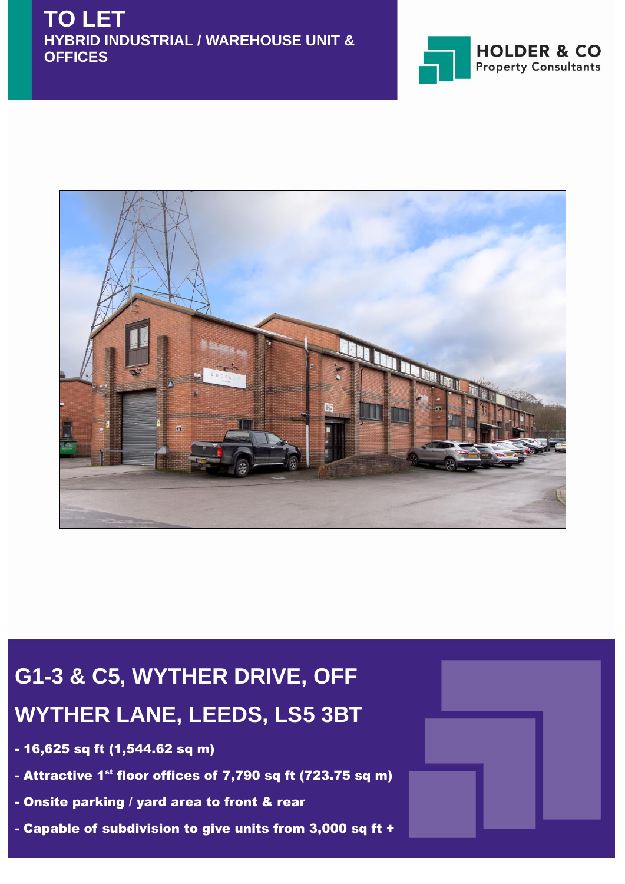# TO LET

## HYBRID INDUSTRIAL / WAREHOUSE UNIT & OFFICES

HOLDER & CO
Property Consultants

# G1-3 & C5, WYTHER DRIVE, OFF WYTHER LANE, LEEDS, LS5 3BT

- **16,625 sq ft (1,544.62 sq m)**
- **Attractive 1st floor offices of 7,790 sq ft (723.75 sq m)**
- **Onsite parking / yard area to front & rear**
- **Capable of subdivision to give units from 3,000 sq ft +**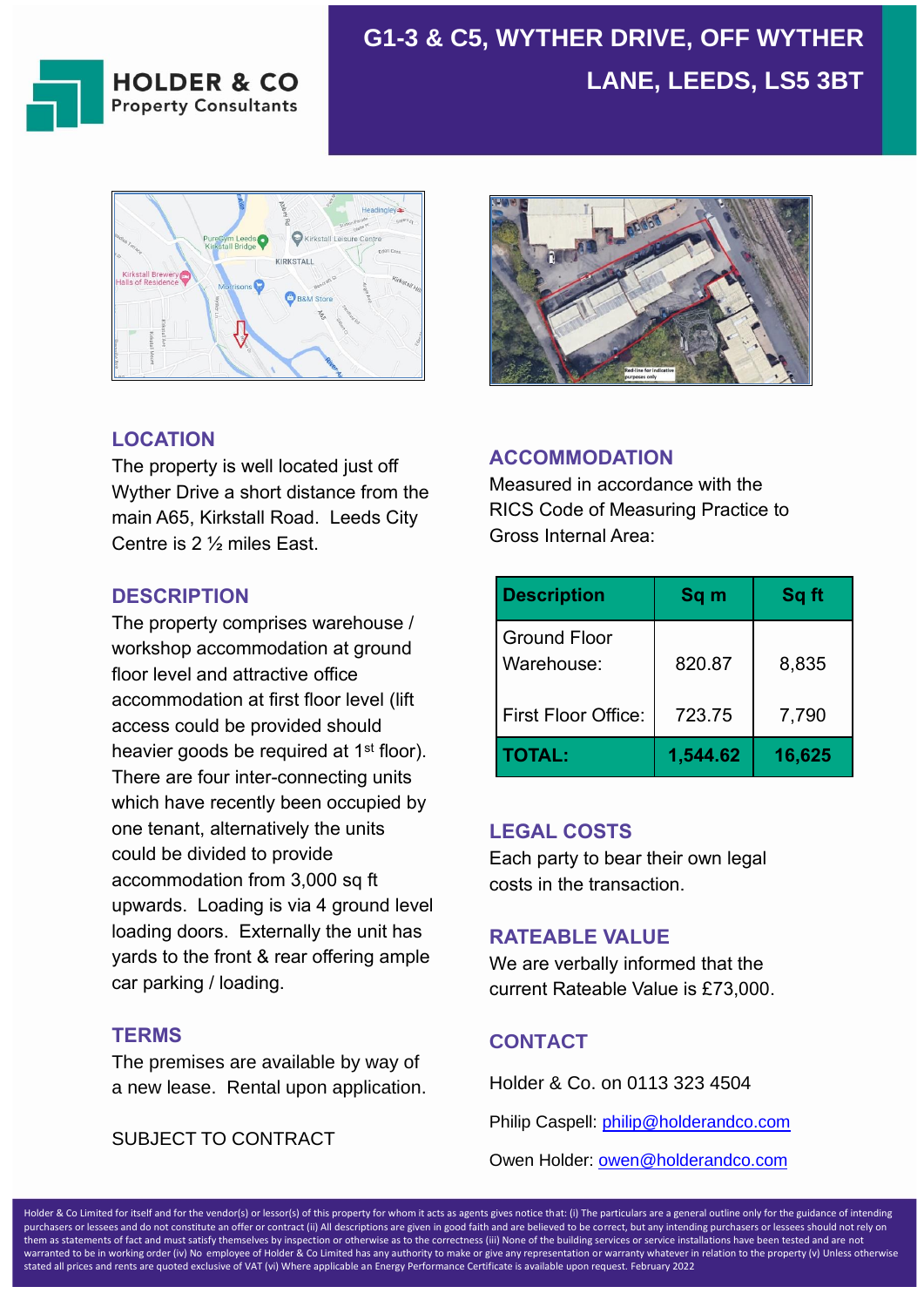# G1-3 & C5, WYTHER DRIVE, OFF WYTHER LANE, LEEDS, LS5 3BT

HOLDER & CO
Property Consultants

## LOCATION

The property is well located just off Wyther Drive a short distance from the main A65, Kirkstall Road. Leeds City Centre is 2 ½ miles East.

## DESCRIPTION

The property comprises warehouse / workshop accommodation at ground floor level and attractive office accommodation at first floor level (lift access could be provided should heavier goods be required at 1st floor). There are four inter-connecting units which have recently been occupied by one tenant, alternatively the units could be divided to provide accommodation from 3,000 sq ft upwards. Loading is via 4 ground level loading doors. Externally the unit has yards to the front & rear offering ample car parking / loading.

## TERMS

The premises are available by way of a new lease. Rental upon application.

SUBJECT TO CONTRACT

## ACCOMMODATION

Measured in accordance with the RICS Code of Measuring Practice to Gross Internal Area:

| Description | Sq m | Sq ft |
|---|---|---|
| Ground Floor Warehouse: | 820.87 | 8,835 |
| First Floor Office: | 723.75 | 7,790 |
| **TOTAL:** | **1,544.62** | **16,625** |

## LEGAL COSTS

Each party to bear their own legal costs in the transaction.

## RATEABLE VALUE

We are verbally informed that the current Rateable Value is £73,000.

## CONTACT

Holder & Co. on 0113 323 4504

Philip Caspell: philip@holderandco.com

Owen Holder: owen@holderandco.com

Holder & Co Limited for itself and for the vendor(s) or lessor(s) of this property for whom it acts as agents gives notice that: (i) The particulars are a general outline only for the guidance of intending purchasers or lessees and do not constitute an offer or contract (ii) All descriptions are given in good faith and are believed to be correct, but any intending purchasers or lessees should not rely on them as statements of fact and must satisfy themselves by inspection or otherwise as to the correctness (iii) None of the building services or service installations have been tested and are not warranted to be in working order (iv) No employee of Holder & Co Limited has any authority to make or give any representation or warranty whatever in relation to the property (v) Unless otherwise stated all prices and rents are quoted exclusive of VAT (vi) Where applicable an Energy Performance Certificate is available upon request. February 2022